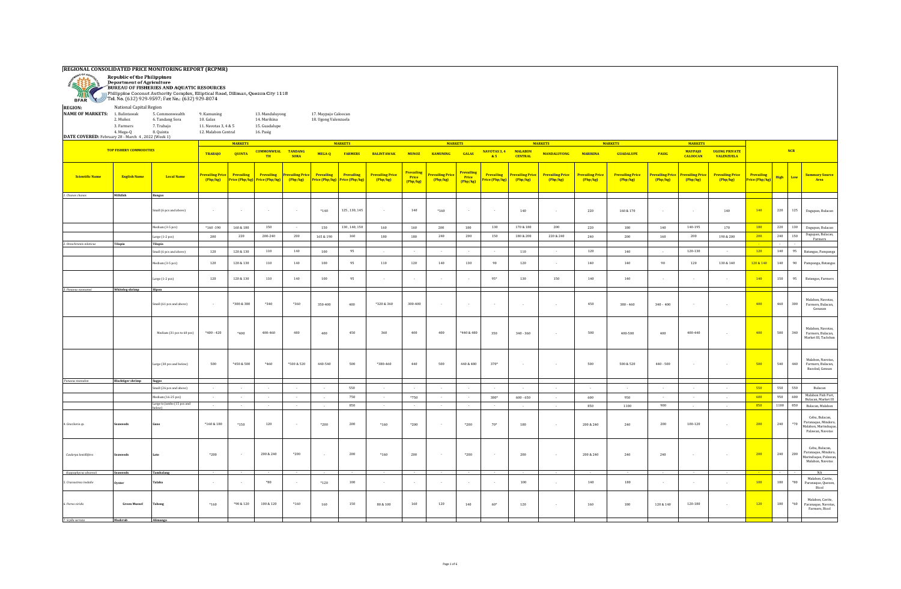# REGIONAL CONSOLIDATED PRICE MONITORING REPORT (RCPMR)

Republic of the Philippines
Department of Agriculture
BUREAU OF FISHERIES AND AQUATIC RESOURCES
Philippine Coconut Authority Complex, Elliptical Road, Diliman, Quezon City 1118
Tel. No. (632) 929-9597; Fax No.: (632) 929-8074

**REGION:** National Capital Region

**NAME OF MARKETS:** 1. Balintawak, 2. Muñoz, 3. Farmers, 4. Mega-Q, 5. Commonwealth, 6. Tandang Sora, 7. Trabajo, 8. Quinta, 9. Kamuning, 10. Galas, 11. Navotas 3, 4 & 5, 12. Malabon Central, 13. Mandaluyong, 14. Marikina, 15. Guadalupe, 16. Pasig, 17. Maypajo Caloocan, 18. Ugong Valenzuela

**DATE COVERED:** February 28 - March 4, 2022 (Week 1)

| Scientific Name | English Name | Local Name | TRABAJO Prevailing Price (Php/kg) | QUINTA Prevailing Price (Php/kg) | COMMONWEALTH Prevailing Price (Php/kg) | TANDANG SORA Prevailing Price (Php/kg) | MEGA-Q Prevailing Price (Php/kg) | FARMERS Prevailing Price (Php/kg) | BALINTAWAK Prevailing Price (Php/kg) | MUNOZ Prevailing Price (Php/kg) | KAMUNING Prevailing Price (Php/kg) | GALAS Prevailing Price (Php/kg) | NAVOTAS 3, 4 & 5 Prevailing Price (Php/kg) | MALABON CENTRAL Prevailing Price (Php/kg) | MANDALUYONG Prevailing Price (Php/kg) | MARIKINA Prevailing Price (Php/kg) | GUADALUPE Prevailing Price (Php/kg) | PASIG Prevailing Price (Php/kg) | MAYPAJO CALOOCAN Prevailing Price (Php/kg) | UGONG PRIVATE VALENZUELA Prevailing Price (Php/kg) | NCR Prevailing Price (Php/kg) | NCR High | NCR Low | Summary Source Area |
|---|---|---|---|---|---|---|---|---|---|---|---|---|---|---|---|---|---|---|---|---|---|---|---|---|
| 1. Chanos chanos | Milkfish | Bangus | | | | | | | | | | | | | | | | | | | | | | |
| | | Small (6 pcs and above) | - | - | - | - | *140 | 125 , 130, 145 | - | 140 | *160 | - | - | 140 | - | 220 | 160 & 170 | - | - | 140 | 140 | 220 | 125 | Dagupan, Bulacan |
| | | Medium (3-5 pcs) | *160 -190 | 160 & 180 | 150 | - | 150 | 130 , 140, 150 | 160 | 160 | 200 | 180 | 130 | 170 & 180 | 200 | 220 | 180 | 140 | 140-195 | 170 | 180 | 220 | 130 | Dagupan, Bulacan |
| | | Large (1-2 pcs) | 200 | 220 | 200-240 | 200 | 165 & 190 | 160 | 180 | 180 | 240 | 200 | 150 | 180 & 200 | 220 & 240 | 240 | 200 | 160 | 200 | 190 & 200 | 200 | 240 | 150 | Dagupan, Bulacan, Farmers |
| 2. Oreochromis niloticus | Tilapia | Tilapia | | | | | | | | | | | | | | | | | | | | | | |
| | | Small (6 pcs and above) | 120 | 120 & 130 | 110 | 140 | 100 | 95 | - | - | - | - | - | 110 | - | 120 | 140 | - | 120-130 | - | 120 | 140 | 95 | Batangas, Pampanga |
| | | Medium (3-5 pcs) | 120 | 120 & 130 | 110 | 140 | 100 | 95 | 110 | 120 | 140 | 130 | 90 | 120 | - | 140 | 140 | 90 | 120 | 130 & 140 | 120 & 140 | 140 | 90 | Pampanga, Batangas |
| | | Large (1-2 pcs) | 120 | 120 & 130 | 110 | 140 | 100 | 95 | - | - | - | - | 95* | 130 | 150 | 140 | 140 | - | - | - | 140 | 150 | 95 | Batangas, Farmers |
| 3. Penaeus vannamei | Whiteleg shrimp | Hipon | | | | | | | | | | | | | | | | | | | | | | |
| | | Small (61 pcs and above) | - | *300 & 380 | *340 | *360 | 350-400 | 400 | *320 & 360 | 300-400 | - | - | - | - | - | 450 | 380 - 460 | 340 - 400 | - | - | 400 | 460 | 300 | Malabon, Navotas, Farmers, Bulacan, Gensan |
| | | Medium (31 pcs to 60 pcs) | *400 - 420 | *400 | 400-460 | 480 | 400 | 450 | 360 | 400 | 400 | *440 & 480 | 350 | 340 - 360 | - | 500 | 400-500 | 400 | 400-440 | - | 400 | 500 | 340 | Malabon, Navotas, Farmers, Bulacan, Market III, Tacloban |
| | | Large (30 pcs and below) | 500 | *450 & 500 | *460 | *500 & 520 | 440-540 | 500 | *380-460 | 440 | 500 | 440 & 480 | 370* | - | - | 500 | 500 & 520 | 440 - 500 | - | - | 500 | 540 | 440 | Malabon, Navotas, Farmers, Bulacan, Bacolod, Gensan |
| Penaeus monodon | Blacktiger shrimp | Sugpo | | | | | | | | | | | | | | | | | | | | | | |
| | | Small (26 pcs and above) | - | - | - | - | - | 550 | - | - | - | - | - | - | - | - | - | - | - | - | 550 | 550 | 550 | Bulacan |
| | | Medium (16-25 pcs) | - | - | - | - | - | 750 | - | *750 | - | - | 380* | 600 - 650 | - | 600 | 950 | - | - | - | 600 | 950 | 600 | Malabon Fish Port, Bulacan, Market III |
| | | Large to Jumbo (15 pcs and below) | - | - | - | - | - | 850 | - | - | - | - | - | - | - | 850 | 1100 | 900 | - | - | 850 | 1100 | 850 | Bulacan, Malabon |
| 4. Gracilaria sp. | Seaweeds | Guso | *160 & 180 | *150 | 120 | - | *200 | 200 | *160 | *200 | - | *200 | 70* | 180 | - | 200 & 240 | 240 | 200 | 100-120 | - | 200 | 240 | *70 | Cebu, Bulacan, Paranaque, Mindoro, Malabon, Marinduque, Palawan, Navotas |
| Caulerpa lentillifera | Seaweeds | Lato | *200 | - | 200 & 240 | *200 | - | 200 | *160 | 200 | - | *200 | - | 200 | - | 200 & 240 | 240 | 240 | - | - | 200 | 240 | 200 | Cebu, Bulacan, Paranaque, Mindoro, Marinduque, Palawan, Malabon, Navotas |
| Kappaphycus alvarezii | Seaweeds | Tambalang | - | - | - | - | - | - | - | - | - | - | - | - | - | - | - | - | - | - | - | - | - | NA |
| 5. Crassostrea iredalei | Oyster | Talaba | - | - | *80 | - | *120 | 100 | - | - | - | - | - | 100 | - | 140 | 180 | - | - | - | 100 | 180 | *80 | Malabon, Cavite, Paranaque, Quezon, Bicol |
| 6. Perna viridis | Green Mussel | Tahong | *160 | *90 & 120 | 100 & 120 | *160 | 160 | 150 | 80 & 100 | 160 | 120 | 140 | 60* | 120 | - | 160 | 180 | 120 & 140 | 120-180 | - | 120 | 180 | *60 | Malabon, Cavite, Paranaque, Navotas, Farmers, Bicol |
| 7. Scylla serrata | Mudcrab | Alimango | | | | | | | | | | | | | | | | | | | | | | |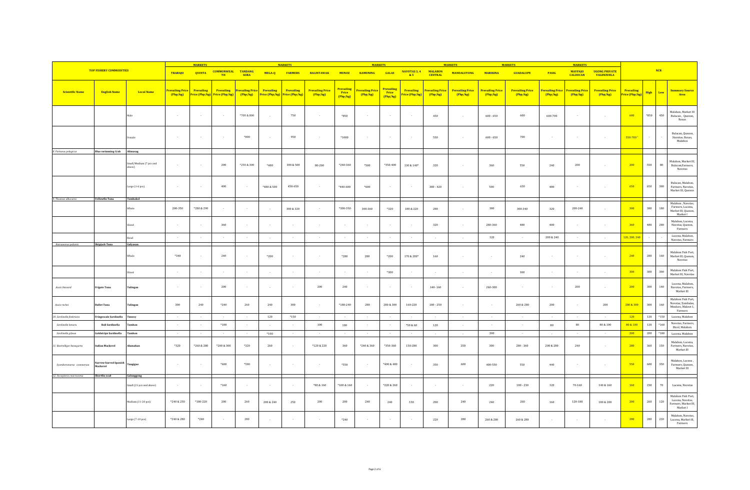| TOP FISHERY COMMODITIES | | | MARKETS | | | | MARKETS | | | | MARKETS | | | | MARKETS | | MARKETS | | | | NCR | | | |
|---|---|---|---|---|---|---|---|---|---|---|---|---|---|---|---|---|---|---|---|---|---|---|---|---|
| | | | TRABAJO | QUINTA | COMMONWEALTH | TANDANG SORA | MEGA-Q | FARMERS | BALINTAWAK | MUNOZ | KAMUNING | GALAS | NAVOTAS 3, 4 & 5 | MALABON CENTRAL | MANDALUYONG | MARIKINA | GUADALUPE | PASIG | MAYPAJO CALOOCAN | UGONG PRIVATE VALENZUELA | | | | |
| Scientific Name | English Name | Local Name | Prevailing Price (Php/kg) | Prevailing Price (Php/kg) | Prevailing Price (Php/kg) | Prevailing Price (Php/kg) | Prevailing Price (Php/kg) | Prevailing Price (Php/kg) | Prevailing Price (Php/kg) | Prevailing Price (Php/kg) | Prevailing Price (Php/kg) | Prevailing Price (Php/kg) | Prevailing Price (Php/kg) | Prevailing Price (Php/kg) | Prevailing Price (Php/kg) | Prevailing Price (Php/kg) | Prevailing Price (Php/kg) | Prevailing Price (Php/kg) | Prevailing Price (Php/kg) | Prevailing Price (Php/kg) | Prevailing Price (Php/kg) | High | Low | Summary Source Area |
| | | Male | - | - | - | *700 & 800 | - | 750 | - | *850 | - | - | - | 450 | - | 600 - 650 | 600 | 600-700 | - | - | 600 | *850 | 450 | Malabon, Market III Bulacan , Quezon, Roxas |
| | | Female | - | - | - | *800 | - | 950 | - | *1000 | - | - | - | 550 | - | 600 - 650 | 700 | - | - | - | 550-700 | - | - | Bulacan, Quezon, Navotas, Roxas, Malabon |
| 8. Portunus pelagicus | Blue swimming Crab | Alimasag | | | | | | | | | | | | | | | | | | | | | | |
| | | Small/Medium (7 pcs and above) | - | - | 200 | *250 & 300 | *480 | 300 & 500 | 80-200 | *240-360 | *500 | *350-400 | 130 & 140* | 320 | - | 360 | 550 | 240 | 200 | - | 200 | 550 | 80 | Malabon, Market III, Bulacan,Farmers, Navotas |
| | | Large (1-6 pcs) | - | - | 400 | - | *480 & 500 | 450-650 | - | *440-600 | *600 | - | - | 380 - 420 | - | 500 | 650 | 480 | - | - | 650 | 650 | 380 | Bulacan, Malabon, Farmers, Navotas, Market III, Quezon |
| 9. Thunnus albacares | Yellowfin Tuna | Tambakol | | | | | | | | | | | | | | | | | | | | | | |
| | | Whole | 200-350 | *280 & 290 | - | - | - | 300 & 320 | - | *300-350 | 300-360 | *320 | 180 & 220 | 280 | - | 380 | 300-340 | 320 | 200-240 | - | 300 | 380 | 180 | Malabon , Navotas, Farmers, Lucena, Market III, Quezon, Market I |
| | | Sliced | - | - | 360 | - | - | - | - | - | - | - | - | 320 | - | 280-360 | 480 | 400 | - | - | 360 | 480 | 280 | Malabon, Lucena, Navotas, Quezon, Farmers |
| | | Head | - | - | - | - | - | - | - | - | - | - | - | - | - | 120 | - | 200 & 240 | - | - | 120, 200, 240 | - | - | Lucena, Malabon, Navotas, Farmers |
| Katsuwonus pelamis | Skipjack Tuna | Gulyasan | | | | | | | | | | | | | | | | | | | | | | |
| | | Whole | *340 | - | 240 | - | *200 | - | - | *280 | 280 | *200 | 170 & 200* | 160 | - | - | 240 | - | - | - | 240 | 280 | 160 | Malabon Fish Port, Market III, Quezon, Navotas |
| | | Sliced | - | - | - | - | - | - | - | - | - | *300 | - | - | - | - | 300 | - | - | - | 300 | 300 | 300 | Malabon Fish Port, Market III, Navotas |
| Auxis thazard | Frigate Tuna | Tulingan | - | - | 200 | - | - | - | 200 | 240 | - | - | - | 140- 160 | - | 240-300 | - | - | 200 | - | 200 | 300 | 140 | Lucena, Malabon, Navotas, Farmers, Market III |
| Auxis rochei | Bullet Tuna | Tulingan | 300 | 240 | *240 | 260 | 240 | 300 | - | *180-240 | 280 | 280 & 300 | 160-220 | 180 - 250 | - | - | 260 & 280 | 200 | - | 200 | 280 & 300 | 300 | 160 | Malabon Fish Port, Navotas, Zambales, Mindoro, Makret I, Farmers |
| 10. Sardinella fimbriata | Fringescale Sardinella | Tunsoy | - | - | - | - | 120 | *150 | - | - | - | - | - | - | - | - | - | - | - | - | 120 | 120 | *150 | Lucena, Malabon |
| Sardinella lemuru | Bali Sardinella | Tamban | - | - | *100 | - | - | - | 100 | 100 | - | - | *50 & 60 | 120 | - | - | - | 80 | 80 | 80 & 100 | 80 & 100 | 120 | *160 | Navotas, Farmers, Bicol, Malabon |
| Sardinella gibosa | Goldstripe Sardinella | Tamban | - | - | - | - | *100 | - | - | - | - | - | - | - | - | 200 | - | - | - | - | 200 | 200 | *100 | Lucena, Malabon |
| 11. Rastrelliger kanagurta | Indian Mackerel | Alumahan | *320 | *260 & 280 | *200 & 300 | *320 | 260 | - | *120 & 220 | 360 | *240 & 360 | *350-360 | 150-280 | 300 | 250 | 300 | 280 - 360 | 200 & 280 | 240 | - | 280 | 360 | 150 | Malabon, Lucena, Farmers, Navotas, Market III |
| Scomberomorus commerson | Narrow-barred Spanish Mackerel | Tanigue | - | - | *600 | *580 | - | - | - | *550 | - | *400 & 480 | - | 350 | 600 | 400-550 | 550 | 440 | - | - | 550 | 600 | 350 | Malabon, Lucena , Farmers, Quezon, Market III |
| 12. Decapterus macrosoma | Shortfin scad | Galunggong | | | | | | | | | | | | | | | | | | | | | | |
| | | Small (21 pcs and above) | - | - | *160 | - | - | - | *80 & 160 | *100 & 160 | - | *220 & 260 | - | - | - | 220 | 180 - 230 | 120 | 70-160 | 140 & 160 | 160 | 230 | 70 | Lucena, Navotas |
| | | Medium (11-20 pcs) | *240 & 250 | *180-220 | 200 | 260 | 200 & 240 | 250 | 200 | 200 | 240 | 240 | 150 | 200 | 240 | 240 | 260 | 160 | 120-180 | 180 & 200 | 200 | 260 | 120 | Malabon Fish Port, Lucena, Navotas, Farmers, Market III, Market I |
| | | Large (7-10 pcs) | *240 & 280 | *240 | - | 280 | - | - | - | *240 | - | - | - | 220 | 280 | 260 & 280 | 260 & 280 | - | - | - | 280 | 280 | 220 | Malabon, Navotas, Lucena, Market III, Farmers |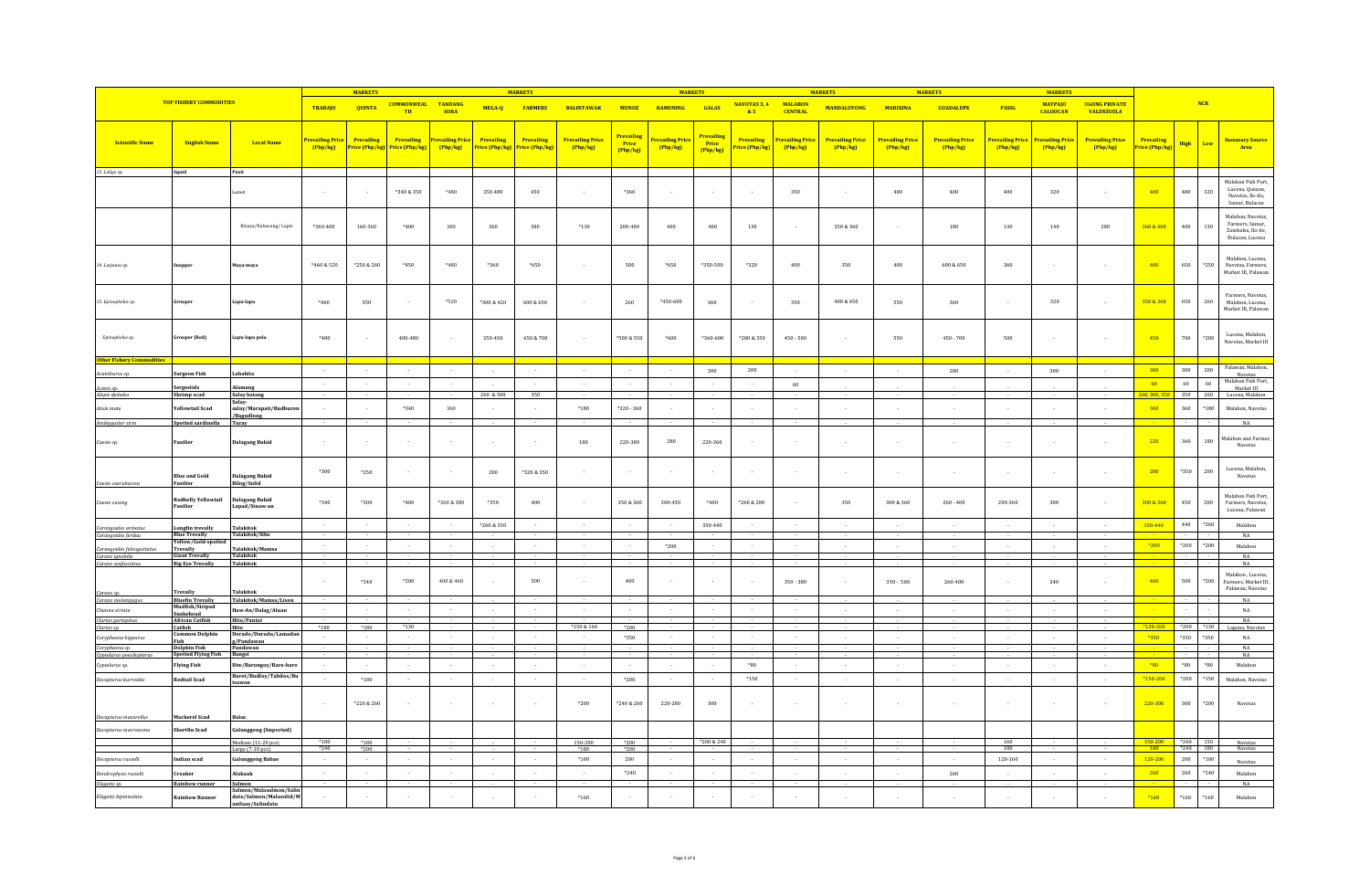| TOP FISHERY COMMODITIES | | | MARKETS | | | | | | | | | | | | | | | | | | NCR | | | |
|---|---|---|---|---|---|---|---|---|---|---|---|---|---|---|---|---|---|---|---|---|---|---|---|---|
| | | | TRABAJO | QUINTA | COMMONWEALTH | TANDANG SORA | MEGA-Q | FARMERS | BALINTAWAK | MUNOZ | KAMUNING | GALAS | NAVOTAS 3, 4 & 5 | MALABON CENTRAL | MANDALUYONG | MARIKINA | GUADALUPE | PASIG | MAYPAJO CALOOCAN | UGONG PRIVATE VALENZUELA | | | | |
| Scientific Name | English Name | Local Name | Prevailing Price (Php/kg) | Prevailing Price (Php/kg) | Prevailing Price (Php/kg) | Prevailing Price (Php/kg) | Prevailing Price (Php/kg) | Prevailing Price (Php/kg) | Prevailing Price (Php/kg) | Prevailing Price (Php/kg) | Prevailing Price (Php/kg) | Prevailing Price (Php/kg) | Prevailing Price (Php/kg) | Prevailing Price (Php/kg) | Prevailing Price (Php/kg) | Prevailing Price (Php/kg) | Prevailing Price (Php/kg) | Prevailing Price (Php/kg) | Prevailing Price (Php/kg) | Prevailing Price (Php/kg) | Prevailing Price (Php/kg) | High | Low | Summary Source Area |
| 13. Loligo sp. | Squid | Pusit | | | | | | | | | | | | | | | | | | | | | | |
| | | Lumot | - | - | *340 & 350 | *480 | 350-480 | 450 | - | *360 | - | - | - | 350 | - | 400 | 400 | 400 | 320 | - | 400 | 480 | 320 | Malabon Fish Port, Lucena, Quezon, Navotas, Ilo-ilo, Samar, Bulacan |
| | | Bisaya/Kalawang/ Lapis | *360-400 | 160-360 | *400 | 380 | 360 | 380 | *130 | 200-400 | 400 | 400 | 130 | - | 350 & 360 | - | 380 | 130 | 140 | 200 | 360 & 400 | 400 | 130 | Malabon, Navotas, Farmers, Samar, Zambales, Ilo-ilo, Bulacan, Lucena |
| 14. Lutjanus sp. | Snapper | Maya-maya | *460 & 520 | *250 & 260 | *450 | *480 | *360 | *650 | - | 500 | *650 | *350-500 | *320 | 400 | 350 | 400 | 600 & 650 | 360 | - | - | 400 | 650 | *250 | Malabon, Lucena, Navotas, Farmers, Market III, Palawan |
| 15. Epinephelus sp. | Grouper | Lapu-lapu | *460 | 350 | - | *520 | *300 & 420 | 600 & 650 | - | 260 | *450-600 | 360 | - | 350 | 400 & 450 | 550 | 360 | - | 320 | - | 350 & 360 | 650 | 260 | Farmers, Navotas, Malabon, Lucena, Market III, Palawan |
| Epinephelus sp. | Grouper (Red) | Lapu-lapu pula | *480 | - | 400-480 | - | 350-450 | 650 & 700 | - | *500 & 550 | *600 | *360-600 | *280 & 350 | 450 - 500 | - | 550 | 450 - 700 | 500 | - | - | 450 | 700 | *280 | Lucena, Malabon, Navotas, Market III |
| Other Fishery Commodities | | | | | | | | | | | | | | | | | | | | | | | | |
| Acanthurus sp. | Surgeon Fish | Labahita | - | - | - | - | - | - | - | - | - | 300 | 200 | - | - | - | 280 | - | 300 | - | 300 | 300 | 200 | Palawan, Malabon, Navotas |
| Acetes sp. | Sergestids | Alamang | - | - | - | - | - | - | - | - | - | - | - | 60 | - | - | - | - | - | - | 60 | 60 | 60 | Malabon Fish Port, Market III |
| Alepis djebaba | Shrimp scad | Salay/batang | - | - | - | - | 260 & 300 | 350 | - | - | - | - | - | - | - | - | - | - | - | - | 260, 300, 350 | 350 | 260 | Lucena, Malabon |
| Atule mate | Yellowtail Scad | Salay-salay/Marapati/Budburon/Bagudlong | - | - | *340 | 360 | - | - | *180 | *320 - 360 | - | - | - | - | - | - | - | - | - | - | 360 | 360 | *180 | Malabon, Navotas |
| Amblygaster sirm | Spotted sardinella | Turay | - | - | - | - | - | - | - | - | - | - | - | - | - | - | - | - | - | - | - | - | - | NA |
| Caesio sp. | Fusilier | Dalagang Bukid | - | - | - | - | - | - | 180 | 220-300 | 280 | 220-360 | - | - | - | - | - | - | - | - | 220 | 360 | 180 | Malabon and Farmer, Navotas |
| Caesio caerulaurea | Blue and Gold Fusilier | Dalagang Bukid Bilog/Sulid | *300 | *250 | - | - | 200 | *320 & 350 | - | - | - | - | - | - | - | - | - | - | - | - | 200 | *350 | 200 | Lucena, Malabon, Navotas |
| Caesio cuning | Redbelly Yellowtail Fusilier | Dalagang Bukid Lapad/Sinaw-an | *340 | *300 | *400 | *360 & 380 | *350 | 400 | - | 350 & 360 | 300-450 | *400 | *260 & 280 | - | 350 | 300 & 360 | 260 - 400 | 200-360 | 300 | - | 300 & 360 | 450 | 200 | Malabon Fish Port, Farmers, Navotas, Lucena, Palawan |
| Carangoides armatus | Longfin trevally | Talakitok | - | - | - | - | *260 & 350 | - | - | - | - | 350-440 | - | - | - | - | - | - | - | - | 350-440 | 440 | *260 | Malabon |
| Carangoides ferdau | Blue Trevally | Talakitok/Sibo | - | - | - | - | - | - | - | - | - | - | - | - | - | - | - | - | - | - | - | - | - | NA |
| Carangoides fulvoguttatus | Yellow/Gold-spotted Trevally | Talakitok/Mamsa | - | - | - | - | - | - | - | - | *200 | - | - | - | - | - | - | - | - | - | *200 | *200 | *200 | Malabon |
| Caranx ignobilis | Giant Trevally | Talakitok | - | - | - | - | - | - | - | - | - | - | - | - | - | - | - | - | - | - | - | - | - | NA |
| Caranx sexfasciatus | Big Eye Trevally | Talakitok | - | - | - | - | - | - | - | - | - | - | - | - | - | - | - | - | - | - | - | - | - | NA |
| Caranx sp. | Trevally | Talakitok | - | *340 | *280 | 400 & 460 | - | 500 | - | 400 | - | - | - | 350 - 380 | - | 350 - 500 | 260-400 | - | 240 | - | 400 | 500 | *200 | Malabon, Lucena, Farmers, Market III, Palawan, Navotas |
| Caranx melampygus | Bluefin Trevally | Talakitok/Mamsa/Lison | - | - | - | - | - | - | - | - | - | - | - | - | - | - | - | - | - | - | - | - | - | NA |
| Channa striata | Mudfish/Striped Snakehead | Haw-An/Dalag/Aluan | - | - | - | - | - | - | - | - | - | - | - | - | - | - | - | - | - | - | - | - | - | NA |
| Clarias gariepinus | African Catfish | Hito/Pantat | - | - | - | - | - | - | - | - | - | - | - | - | - | - | - | - | - | - | - | - | - | NA |
| Clarias sp. | Catfish | Hito | *180 | *180 | *130 | - | - | - | *150 & 160 | *200 | - | - | - | - | - | - | - | - | - | - | *130-200 | *200 | *130 | Laguna, Navotas |
| Coryphaena hippurus | Common Dolphin Fish | Dorado/Duradu/Lamadang/Pandawan | - | - | - | - | - | - | - | *350 | - | - | - | - | - | - | - | - | - | - | *350 | *350 | *350 | NA |
| Coryphaena sp. | Dolphin Fish | Pandawan | - | - | - | - | - | - | - | - | - | - | - | - | - | - | - | - | - | - | - | - | - | NA |
| Cypselurus poecilopterus | Spotted Flying Fish | Bangsi | - | - | - | - | - | - | - | - | - | - | - | - | - | - | - | - | - | - | - | - | - | NA |
| Cypselurus sp. | Flying Fish | Iiw/Barongoy/Baro-baro | - | - | - | - | - | - | - | - | - | - | *80 | - | - | - | - | - | - | - | *80 | *80 | *80 | Malabon |
| Decapterus kurroides | Redtail Scad | Buret/Budloy/Tabilos/Butsawan | - | *180 | - | - | - | - | - | *200 | - | - | *150 | - | - | - | - | - | - | - | *150-200 | *200 | *150 | Malabon, Navotas |
| Decapterus macarellus | Mackerel Scad | Balsa | - | *220 & 260 | - | - | - | - | *200 | *240 & 260 | 220-280 | 300 | - | - | - | - | - | - | - | - | 220-300 | 300 | *200 | Navotas |
| Decapterus macrosoma | Shortfin Scad | Galunggong (Imported) | | | | | | | | | | | | | | | | | | | | | | |
| | | Medium (11-20 pcs) | *180 | *180 | - | - | - | - | 150-200 | *200 | - | *200 & 240 | - | - | - | - | - | 160 | - | - | 150-200 | *240 | 150 | Navotas |
| | | Large (7-10 pcs) | *240 | *200 | - | - | - | - | *180 | *200 | - | - | - | - | - | - | - | 180 | - | - | 180 | *240 | 180 | Navotas |
| Decapterus russelli | Indian scad | Galunggong Babae | - | - | - | - | - | - | *100 | 200 | - | - | - | - | - | - | - | 120-160 | - | - | 120-200 | 200 | *100 | Navotas |
| Dendrophysa russelii | Croaker | Alakaak | - | - | - | - | - | - | - | *240 | - | - | - | - | - | - | 260 | - | - | - | 260 | 260 | *240 | Malabon |
| Elagatis sp. | Rainbow runner | Salmon | - | - | - | - | - | - | - | - | - | - | - | - | - | - | - | - | - | - | - | - | - | NA |
| Elagatis bipinnulata | Rainbow Runner | Salmon/Malasalmon/Salindato/Salmon/Malasolid/Manilaay/Salindatu | - | - | - | - | - | - | *160 | - | - | - | - | - | - | - | - | - | - | - | *160 | *160 | *160 | Malabon |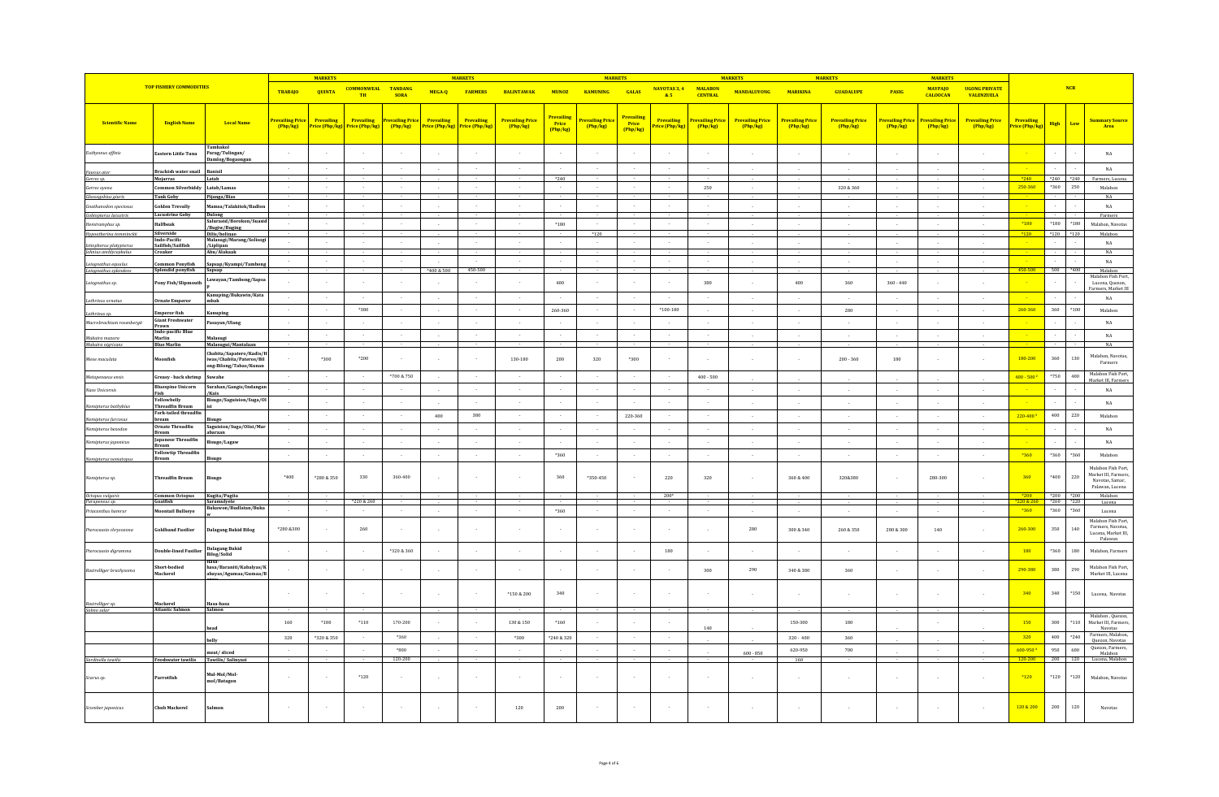| TOP FISHERY COMMODITIES | | | MARKETS | | | | MARKETS | | | MARKETS | | | | MARKETS | | MARKETS | | MARKETS | | | NCR | | | |
|---|---|---|---|---|---|---|---|---|---|---|---|---|---|---|---|---|---|---|---|---|---|---|---|---|
| | | | TRABAJO | QUINTA | COMMONWEALTH | TANDANG SORA | MEGA-Q | FARMERS | BALINTAWAK | MUNOZ | KAMUNING | GALAS | NAVOTAS 3, 4 & 5 | MALABON CENTRAL | MANDALUYONG | MARIKINA | GUADALUPE | PASIG | MAYPAJO CALOOCAN | UGONG PRIVATE VALENZUELA | | | | |
| Scientific Name | English Name | Local Name | Prevailing Price (Php/kg) | Prevailing Price (Php/kg) | Prevailing Price (Php/kg) | Prevailing Price (Php/kg) | Prevailing Price (Php/kg) | Prevailing Price (Php/kg) | Prevailing Price (Php/kg) | Prevailing Price (Php/kg) | Prevailing Price (Php/kg) | Prevailing Price (Php/kg) | Prevailing Price (Php/kg) | Prevailing Price (Php/kg) | Prevailing Price (Php/kg) | Prevailing Price (Php/kg) | Prevailing Price (Php/kg) | Prevailing Price (Php/kg) | Prevailing Price (Php/kg) | Prevailing Price (Php/kg) | Prevailing Price (Php/kg) | High | Low | Summary Source Area |
| Euthynnus affinis | Eastern Little Tuna | Tambakol Parag/Tulingan/ Damlog/Bogaongan | - | - | - | - | - | - | - | - | - | - | - | - | - | - | - | - | - | - | - | - | - | NA |
| Faunus ater | Brackish water snail | Banisil | - | - | - | - | - | - | - | - | - | - | - | - | - | - | - | - | - | - | - | - | - | NA |
| Gerres sp. | Mojarras | Latab | - | - | - | - | - | - | - | *240 | - | - | - | - | - | - | - | - | - | - | *240 | *240 | *240 | Farmers, Lucena |
| Gerres oyena | Common Silverbiddy | Latab/Lamas | - | - | - | - | - | - | - | - | - | - | - | 250 | - | - | 320 & 360 | - | - | - | 250-360 | *360 | 250 | Malabon |
| Glossogobius giuris | Tank Goby | Pijanga/Bias | - | - | - | - | - | - | - | - | - | - | - | - | - | - | - | - | - | - | - | - | - | NA |
| Gnathanodon speciosus | Golden Trevally | Mamsa/Talakitok/Badlon | - | - | - | - | - | - | - | - | - | - | - | - | - | - | - | - | - | - | - | - | - | NA |
| Gobiopterus lacustris | Lacustrine Goby | Dulong | - | - | - | - | - | - | - | - | - | - | - | - | - | - | - | - | - | - | - | - | - | Farmers |
| Hemiramphus sp. | Halfbeak | Salurasid/Borokon/Suasid /Bugiw/Buging | - | - | - | - | - | - | - | *180 | - | - | - | - | - | - | - | - | - | - | *180 | *180 | *180 | Malabon, Navotas |
| Hypoatherina temminckii | Silverside | Dilis/bolinao | - | - | - | - | - | - | - | - | *120 | - | - | - | - | - | - | - | - | - | *120 | *120 | *120 | Malabon |
| Istiophorus platypterus | Indo-Pacific Sailfish/Sailfish | Malasugi/Marang/Solisogi /Liplipan | - | - | - | - | - | - | - | - | - | - | - | - | - | - | - | - | - | - | - | - | - | NA |
| Johnius amblycephalus | Croaker | Abu/Alakaak | - | - | - | - | - | - | - | - | - | - | - | - | - | - | - | - | - | - | - | - | - | NA |
| Leiognathus equulus | Common Ponyfish | Sapsap/Kyampi/Tambong | - | - | - | - | - | - | - | - | - | - | - | - | - | - | - | - | - | - | - | - | - | NA |
| Leiognathus splendens | Splendid ponyfish | Sapsap | - | - | - | - | *400 & 500 | 450-500 | - | - | - | - | - | - | - | - | - | - | - | - | 450-500 | 500 | *400 | Malabon |
| Leiognathus sp. | Pony Fish/Slipmouth | Lawayan/Tambong/Sapsap | - | - | - | - | - | - | - | 400 | - | - | - | 380 | - | 400 | 360 | 360 - 440 | - | - | - | - | - | Malabon Fish Port, Lucena, Quezon, Farmers, Market III |
| Lethrinus ornatus | Ornate Emperor | Kanuping/Bukawin/Katambak | - | - | - | - | - | - | - | - | - | - | - | - | - | - | - | - | - | - | - | - | - | NA |
| Lethrinus sp. | Emperor fish | Kanuping | - | - | *380 | - | - | - | - | 260-360 | - | - | *100-180 | - | - | - | 280 | - | - | - | 260-360 | 360 | *100 | Malabon |
| Macrobrachium rosenbergii | Giant Freshwater Prawn | Pasayan/Ulang | - | - | - | - | - | - | - | - | - | - | - | - | - | - | - | - | - | - | - | - | - | NA |
| Makaira mazara | Indo-pacific Blue Marlin | Malasugi | - | - | - | - | - | - | - | - | - | - | - | - | - | - | - | - | - | - | - | - | - | NA |
| Makaira nigricans | Blue Marlin | Malasugui/Mantalaan | - | - | - | - | - | - | - | - | - | - | - | - | - | - | - | - | - | - | - | - | - | NA |
| Mene maculata | Moonfish | Chabita/Sapatero/Kadis/Hiwas/Chabita/Pateros/Bilong-Bilong/Tabas/Kunan | - | *300 | *200 | - | - | - | 130-180 | 200 | 320 | *300 | - | - | - | - | 200 - 360 | 180 | - | - | 180-200 | 360 | 130 | Malabon, Navotas, Farmers |
| Metapenaeus ensis | Greasy - back shrimp | Suwahe | - | - | - | *700 & 750 | - | - | - | - | - | - | - | 400 - 500 | - | - | - | - | - | - | 400 - 500 * | *750 | 400 | Malabon Fish Port, Market III, Farmers |
| Naso Unicornis | Bluespine Unicorn Fish | Surahan/Gangis/Indangan /Kais | - | - | - | - | - | - | - | - | - | - | - | - | - | - | - | - | - | - | - | - | - | NA |
| Nemipterus bathybius | Yellowbelly Threadfin Bream | Bisugo/Saguision/Suga/Olisi | - | - | - | - | - | - | - | - | - | - | - | - | - | - | - | - | - | - | - | - | - | NA |
| Nemipterus furcosus | Fork-tailed threadfin bream | Bisugo | - | - | - | - | 400 | 380 | - | - | - | 220-360 | - | - | - | - | - | - | - | - | 220-400 * | 400 | 220 | Malabon |
| Nemipterus hexodon | Ornate Threadfin Bream | Saguision/Suga/Olisi/Maraaran | - | - | - | - | - | - | - | - | - | - | - | - | - | - | - | - | - | - | - | - | - | NA |
| Nemipterus japonicus | Japanese Threadfin Bream | Bisugo/Lagaw | - | - | - | - | - | - | - | - | - | - | - | - | - | - | - | - | - | - | - | - | - | NA |
| Nemipterus nematopus | Yellowtip Threadfin Bream | Bisugo | - | - | - | - | - | - | - | *360 | - | - | - | - | - | - | - | - | - | - | *360 | *360 | *360 | Malabon |
| Nemipterus sp. | Threadfin Bream | Bisugo | *400 | *280 & 350 | 330 | 360-400 | - | - | - | 360 | *350-450 | - | 220 | 320 | - | 360 & 400 | 320&380 | - | 280-300 | - | 360 | *400 | 220 | Malabon Fish Port, Market III, Farmers, Navotas, Samar, Palawan, Lucena |
| Octopus vulgaris | Common Octopus | Kugita/Pugita | - | - | - | - | - | - | - | - | - | - | 200* | - | - | - | - | - | - | - | *200 | *200 | *200 | Malabon |
| Parupeneus sp. | Goatfish | Saramulyete | - | - | *220 & 260 | - | - | - | - | - | - | - | - | - | - | - | - | - | - | - | *220 & 260 | *260 | *220 | Malabon |
| Priacanthus tayenus | Moontail Bullseye | Bukawon/Budlatan/Bukaw | - | - | - | - | - | - | - | *360 | - | - | - | - | - | - | - | - | - | - | *360 | *360 | *360 | Lucena |
| Pterocaesio chrysozona | Goldband Fusilier | Dalagang Bukid Bilog | *280 &300 | - | 260 | - | - | - | - | - | - | - | - | - | 280 | 300 & 340 | 260 & 350 | 280 & 300 | 140 | - | 260-300 | 350 | 140 | Malabon Fish Port, Farmers, Navotas, Lucena, Market III, Palawan |
| Pterocaesio digramma | Double-lined Fusilier | Dalagang Bukid Bilog/Solid | - | - | - | *320 & 360 | - | - | - | - | - | - | 180 | - | - | - | - | - | - | - | 180 | *360 | 180 | Malabon, Farmers |
| Rastrelliger brachysoma | Short-bodied Mackerel | Hasa-hasa/Baraniti/Kabalyas/Kabayas/Agumaa/Gumaa/B | - | - | - | - | - | - | - | - | - | - | - | 300 | 290 | 340 & 380 | 360 | - | - | - | 290-380 | 380 | 290 | Malabon Fish Port, Market III, Lucena |
| Rastrelliger sp. | Mackerel | Hasa-hasa | - | - | - | - | - | - | *150 & 200 | 340 | - | - | - | - | - | - | - | - | - | - | 340 | 340 | *150 | Lucena, Navotas |
| Salmo salar | Atlantic Salmon | Salmon | - | - | - | - | - | - | - | - | - | - | - | - | - | - | - | - | - | - | - | - | - | |
| | | head | 160 | *180 | *110 | 170-200 | - | - | 130 & 150 | *160 | - | - | - | 140 | - | 150-300 | 180 | - | - | - | 150 | 300 | *110 | Malabon , Quezon, Market III, Farmers, Navotas |
| | | belly | 320 | *320 & 350 | - | *360 | - | - | *300 | *240 & 320 | - | - | - | - | - | 320 - 400 | 360 | - | - | - | 320 | 400 | *240 | Farmers, Malabon, Quezon, Navotas |
| | | meat/ sliced | - | - | - | *800 | - | - | - | - | - | - | - | - | 600 - 850 | 620-950 | 700 | - | - | - | 600-950 * | 950 | 600 | Quezon, Farmers, Malabon |
| Sardinella tawilis | Freshwater tawilis | Tawilis/ Salinyasi | - | - | - | 120-200 | - | - | - | - | - | - | - | - | - | 160 | - | - | - | - | 120-200 | 200 | 120 | Lucena, Malabon |
| Scarus sp. | Parrotfish | Mul-Mol/Mol-mol/Batagon | - | - | *120 | - | - | - | - | - | - | - | - | - | - | - | - | - | - | - | *120 | *120 | *120 | Malabon, Navotas |
| Scomber japonicus | Chub Mackerel | Salmon | - | - | - | - | - | - | 120 | 200 | - | - | - | - | - | - | - | - | - | - | 120 & 200 | 200 | 120 | Navotas |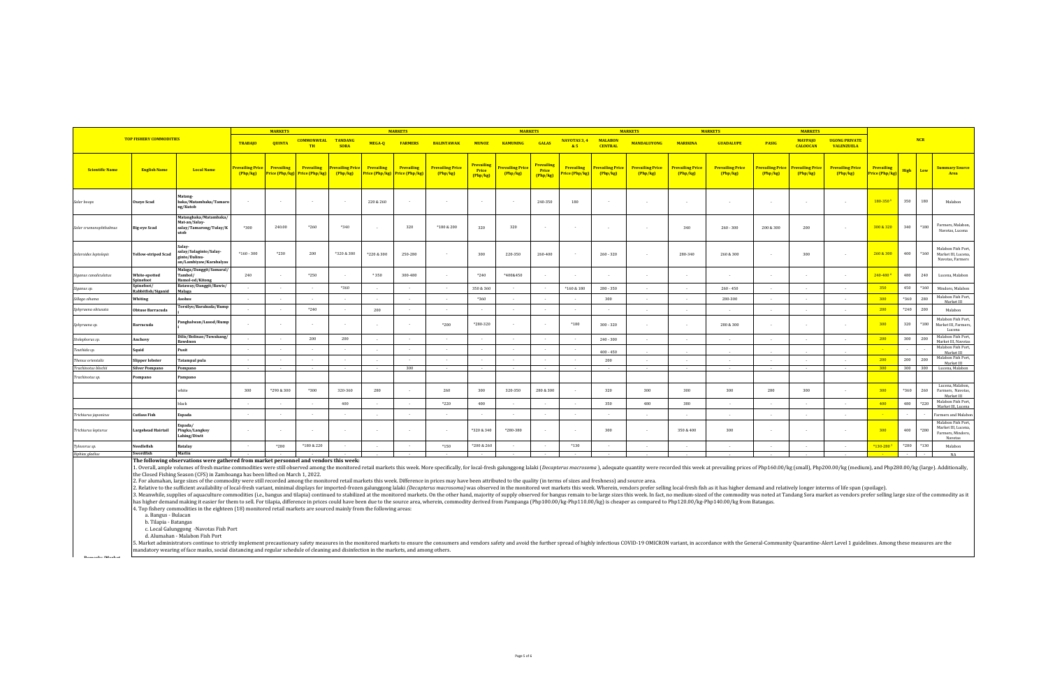| TOP FISHERY COMMODITIES | | | MARKETS | | | | MARKETS | | | MARKETS | | | | MARKETS | | | MARKETS | | | MARKETS | | NCR | | | |
|---|---|---|---|---|---|---|---|---|---|---|---|---|---|---|---|---|---|---|---|---|---|---|---|---|---|
| | | | TRABAJO | QUINTA | COMMONWEALTH | TANDANG SORA | MEGA-Q | FARMERS | BALINTAWAK | MUNOZ | KAMUNING | GALAS | NAVOTAS 3, 4 & 5 | MALABON CENTRAL | MANDALUYONG | MARIKINA | GUADALUPE | PASIG | MAYPAJO CALOOCAN | UGONG PRIVATE VALENZUELA | | | | |
| Scientific Name | English Name | Local Name | Prevailing Price (Php/kg) | Prevailing Price (Php/kg) | Prevailing Price (Php/kg) | Prevailing Price (Php/kg) | Prevailing Price (Php/kg) | Prevailing Price (Php/kg) | Prevailing Price (Php/kg) | Prevailing Price (Php/kg) | Prevailing Price (Php/kg) | Prevailing Price (Php/kg) | Prevailing Price (Php/kg) | Prevailing Price (Php/kg) | Prevailing Price (Php/kg) | Prevailing Price (Php/kg) | Prevailing Price (Php/kg) | Prevailing Price (Php/kg) | Prevailing Price (Php/kg) | Prevailing Price (Php/kg) | Prevailing Price (Php/kg) | High | Low | Summary Source Area |
| Selar boops | Oxeye Scad | Matang-baka/Matambaka/Tamarong/Kutob | - | - | - | - | 220 & 260 | - | - | - | - | 240-350 | 180 | - | - | - | - | - | - | - | 180-350 [a] | 350 | 180 | Malabon |
| Selar crumenophthalmus | Big-eye Scad | Matangbaka/Matambaka/Mat-an/Salay-salay/Tamarong/Tulay/Kutob | *300 | 240.00 | *260 | *340 | - | 320 | *180 & 200 | 320 | 320 | - | - | - | - | 340 | 260 - 300 | 200 & 300 | 200 | - | 300 & 320 | 340 | *180 | Farmers, Malabon, Navotas, Lucena |
| Selaroides leptolepis | Yellow-striped Scad | Salay-salay/Salaginto/Salay-ginto/Dalinu-an/Lambiyaw/Karabalyas | *160 - 300 | *230 | 200 | *320 & 300 | *220 & 300 | 250-280 | - | 300 | 220-350 | 260-400 | - | 260 - 320 | - | 280-340 | 260 & 300 | - | 300 | - | 260 & 300 | 400 | *160 | Malabon Fish Port, Market III, Lucena, Navotas, Farmers |
| Siganus canaliculatus | White-spotted Spinefoot | Malaga/Danggit/Samaral/Tambol/Hamol-ad/Kitong | 240 | - | *250 | - | *350 | 300-400 | - | *240 | *400&450 | - | - | - | - | - | - | - | - | - | 240-480 [a] | 480 | 240 | Lucena, Malabon |
| Siganus sp. | Spinefoot/Rabbitfish/Siganid | Bataway/Danggit/Bawis/Malaga | - | - | - | *360 | - | - | - | 350 & 360 | - | - | *160 & 180 | 280 - 350 | - | - | 260 - 450 | - | - | - | 350 | 450 | *160 | Mindoro, Malabon |
| Sillago sihama | Whiting | Asohos | - | - | - | - | - | - | - | *360 | - | - | - | 300 | - | - | 280-300 | - | - | - | 300 | *360 | 280 | Malabon Fish Port, Market III |
| Sphyraena obtusata | Obtuse Barracuda | Torsilyo/Barakuda/Rumpi | - | - | *240 | - | 200 | - | - | - | - | - | - | - | - | - | - | - | - | - | 200 | *240 | 200 | Malabon |
| Sphyraena sp. | Barracuda | Panghalwan/Lusod/Rumpi | - | - | - | - | - | - | *200 | *280-320 | - | - | *180 | 300 - 320 | - | - | 280 & 300 | - | - | - | 300 | 320 | *180 | Malabon Fish Port, Market III, Farmers, Lucena |
| Stolephorus sp. | Anchovy | Dilis/Bolinao/Tuwakang/Bawdnon | - | - | 200 | 200 | - | - | - | - | - | - | - | 240 - 300 | - | - | - | - | - | - | 200 | 300 | 200 | Malabon Fish Port, Market III, Navotas |
| Teuthida sp. | Squid | Pusit | - | - | - | - | - | - | - | - | - | - | - | 400 - 450 | - | - | - | - | - | - | - | - | - | Malabon Fish Port, Market III |
| Thenus orientalis | Slipper lobster | Tatampal pula | - | - | - | - | - | - | - | - | - | - | - | 200 | - | - | - | - | - | - | 200 | 200 | 200 | Malabon Fish Port, Market III |
| Trachinotus blochii | Silver Pompano | Pompano | - | - | - | - | - | 300 | - | - | - | - | - | - | - | - | - | - | - | - | 300 | 300 | 300 | Lucena, Malabon |
| Trachinotus sp. | Pompano | Pampano | | | | | | | | | | | | | | | | | | | | | | |
| | | white | 300 | *290 & 300 | *300 | 320-360 | 280 | - | 260 | 300 | 320-350 | 280 & 300 | - | 320 | 300 | 300 | 300 | 280 | 300 | - | 300 | *360 | 260 | Lucena, Malabon, Farmers, Navotas, Market III |
| | | black | - | - | - | 400 | - | - | *220 | 400 | - | - | - | 350 | 480 | 380 | - | - | - | - | 400 | 480 | *220 | Malabon Fish Port, Market III, Lucena |
| Trichiurus japonicus | Cutlass Fish | Espada | - | - | - | - | - | - | - | - | - | - | - | - | - | - | - | - | - | - | - | - | - | Farmers and Malabon |
| Trichiurus lepturus | Largehead Hairtail | Espada/Pingka/Langkoy Lahing/Diwit | - | - | - | - | - | - | - | *320 & 340 | *280-380 | - | - | 300 | - | 350 & 400 | 300 | - | - | - | 300 | 400 | *280 | Malabon Fish Port, Market III, Lucena, Farmers, Mindoro, Navotas |
| Tylosurus sp. | Needlefish | Balalay | - | *280 | *180 & 220 | - | - | - | *150 | *200 & 260 | - | - | *130 | - | - | - | - | - | - | - | *130-280 [a] | *280 | *130 | Malabon |
| Xiphias gladius | Swordfish | Marlin | - | - | - | - | - | - | - | - | - | - | - | - | - | - | - | - | - | - | - | - | - | NA |

**The following observations were gathered from market personnel and vendors this week:**

1. Overall, ample volumes of fresh marine commodities were still observed among the monitored retail markets this week. More specifically, for local-fresh galunggong lalaki (*Decapterus macrosoma*), adequate quantity were recorded this week at prevailing prices of Php160.00/kg (small), Php200.00/kg (medium), and Php280.00/kg (large). Additionally, the Closed Fishing Season (CFS) in Zamboanga has been lifted on March 1, 2022.
2. For alumahan, large sizes of the commodity were still recorded among the monitored retail markets this week. Difference in prices may have been attributed to the quality (in terms of sizes and freshness) and source area.
2. Relative to the sufficient availability of local-fresh variant, minimal displays for imported-frozen galunggong lalaki (*Decapterus macrosoma*) was observed in the monitored wet markets this week. Wherein, vendors prefer selling local-fresh fish as it has higher demand and relatively longer interms of life span (spoilage).
3. Meanwhile, supplies of aquaculture commodities (i.e., bangus and tilapia) continued to stabilized at the monitored markets. On the other hand, majority of supply observed for bangus remain to be large sizes this week. In fact, no medium-sized of the commodity was noted at Tandang Sora market as vendors prefer selling large size of the commodity as it has higher demand making it easier for them to sell. For tilapia, difference in prices could have been due to the source area, wherein, commodity derived from Pampanga (Php100.00/kg-Php110.00/kg) is cheaper as compared to Php120.00/kg-Php140.00/kg from Batangas.
4. Top fishery commodities in the eighteen (18) monitored retail markets are sourced mainly from the following areas:
   a. Bangus - Bulacan
   b. Tilapia - Batangas
   c. Local Galunggong -Navotas Fish Port
   d. Alumahan - Malabon Fish Port
5. Market administrators continue to strictly implement precautionary safety measures in the monitored markets to ensure the consumers and vendors safety and avoid the further spread of highly infectious COVID-19 OMICRON variant, in accordance with the General-Community Quarantine-Alert Level 1 guidelines. Among these measures are the mandatory wearing of face masks, social distancing and regular schedule of cleaning and disinfection in the markets, and among others.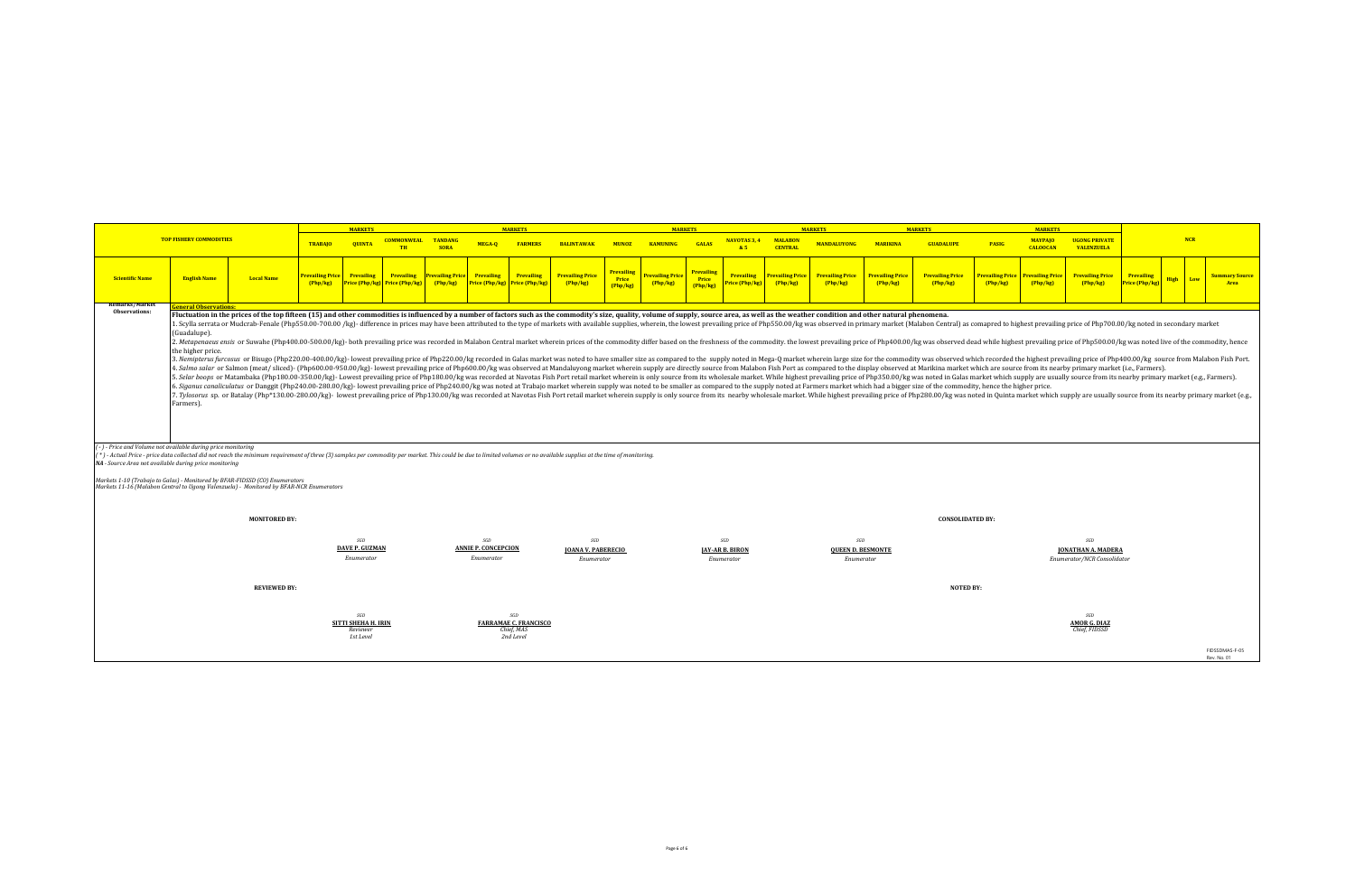| TOP FISHERY COMMODITIES | | | TRABAJO | QUINTA | COMMONWEALTH | TANDANG SORA | MEGA-Q | FARMERS | BALINTAWAK | MUNOZ | KAMUNING | GALAS | NAVOTAS 3, 4 & 5 | MALABON CENTRAL | MANDALUYONG | MARIKINA | GUADALUPE | PASIG | MAYPAJO CALOOCAN | UGONG PRIVATE VALENZUELA | NCR | | | |
|---|---|---|---|---|---|---|---|---|---|---|---|---|---|---|---|---|---|---|---|---|---|---|---|---|
| Scientific Name | English Name | Local Name | Prevailing Price (Php/kg) | Prevailing Price (Php/kg) | Prevailing Price (Php/kg) | Prevailing Price (Php/kg) | Prevailing Price (Php/kg) | Prevailing Price (Php/kg) | Prevailing Price (Php/kg) | Prevailing Price (Php/kg) | Prevailing Price (Php/kg) | Prevailing Price (Php/kg) | Prevailing Price (Php/kg) | Prevailing Price (Php/kg) | Prevailing Price (Php/kg) | Prevailing Price (Php/kg) | Prevailing Price (Php/kg) | Prevailing Price (Php/kg) | Prevailing Price (Php/kg) | Prevailing Price (Php/kg) | Prevailing Price (Php/kg) | High | Low | Summary Source Area |

**Remarks/Market Observations:**

**General Observations:**

**Fluctuation in the prices of the top fifteen (15) and other commodities is influenced by a number of factors such as the commodity's size, quality, volume of supply, source area, as well as the weather condition and other natural phenomena.**

1. Scylla serrata or Mudcrab-Fenale (Php550.00-700.00 /kg)- difference in prices may have been attributed to the type of markets with available supplies, wherein, the lowest prevailing price of Php550.00/kg was observed in primary market (Malabon Central) as comapred to highest prevailing price of Php700.00/kg noted in secondary market (Guadalupe).

2. *Metapenaeus ensis* or Suwahe (Php400.00-500.00/kg)- both prevailing price was recorded in Malabon Central market wherein prices of the commodity differ based on the freshness of the commodity. the lowest prevailing price of Php400.00/kg was observed dead while highest prevailing price of Php500.00/kg was noted live of the commodity, hence the higher price.

3. *Nemipterus furcosus* or Bisugo (Php220.00-400.00/kg)- lowest prevailing price of Php220.00/kg recorded in Galas market was noted to have smaller size as compared to the supply noted in Mega-Q market wherein large size for the commodity was observed which recorded the highest prevailing price of Php400.00/kg source from Malabon Fish Port.

4. *Salmo salar* or Salmon (meat/ sliced)- (Php600.00-950.00/kg)- lowest prevailing price of Php600.00/kg was observed at Mandaluyong market wherein supply are directly source from Malabon Fish Port as compared to the display observed at Marikina market which are source from its nearby primary market (i.e., Farmers).

5. *Selar boops* or Matambaka (Php180.00-350.00/kg)- Lowest prevailing price of Php180.00/kg was recorded at Navotas Fish Port retail market wherein is only source from its wholesale market. While highest prevailing price of Php350.00/kg was noted in Galas market which supply are usually source from its nearby primary market (e.g., Farmers).

6. *Siganus canaliculatus* or Danggit (Php240.00-280.00/kg)- lowest prevailing price of Php240.00/kg was noted at Trabajo market wherein supply was noted to be smaller as compared to the supply noted at Farmers market which had a bigger size of the commodity, hence the higher price.

7. *Tylosorus* sp. or Batalay (Php*130.00-280.00/kg)- lowest prevailing price of Php130.00/kg was recorded at Navotas Fish Port retail market wherein supply is only source from its nearby wholesale market. While highest prevailing price of Php280.00/kg was noted in Quinta market which supply are usually source from its nearby primary market (e.g., Farmers).

*( - ) - Price and Volume not available during price monitoring*
*( * ) - Actual Price - price data collected did not reach the minimum requirement of three (3) samples per commodity per market. This could be due to limited volumes or no available supplies at the time of monitoring.*
***NA** - Source Area not available during price monitoring*

*Markets 1-10 (Trabajo to Galas) - Monitored by BFAR-FIDSSD (CO) Enumerators*
*Markets 11-16 (Malabon Central to Ugong Valenzuela) - Monitored by BFAR-NCR Enumerators*

**MONITORED BY:**

SGD
**DAVE P. GUZMAN**
*Enumerator*

SGD
**ANNIE P. CONCEPCION**
*Enumerator*

SGD
**JOANA V. PABERECIO**
*Enumerator*

SGD
**JAY-AR B. BIRON**
*Enumerator*

SGD
**QUEEN D. BESMONTE**
*Enumerator*

**CONSOLIDATED BY:**

SGD
**JONATHAN A. MADERA**
*Enumerator/NCR Consolidator*

**REVIEWED BY:**

SGD
**SITTI SHEHA H. IRIN**
*Reviewer*
*1st Level*

SGD
**FARRAMAE C. FRANCISCO**
*Chief, MAS*
*2nd Level*

**NOTED BY:**

SGD
**AMOR G. DIAZ**
*Chief, FIDSSD*

FIDSSDMAS-F-05
Rev. No. 01